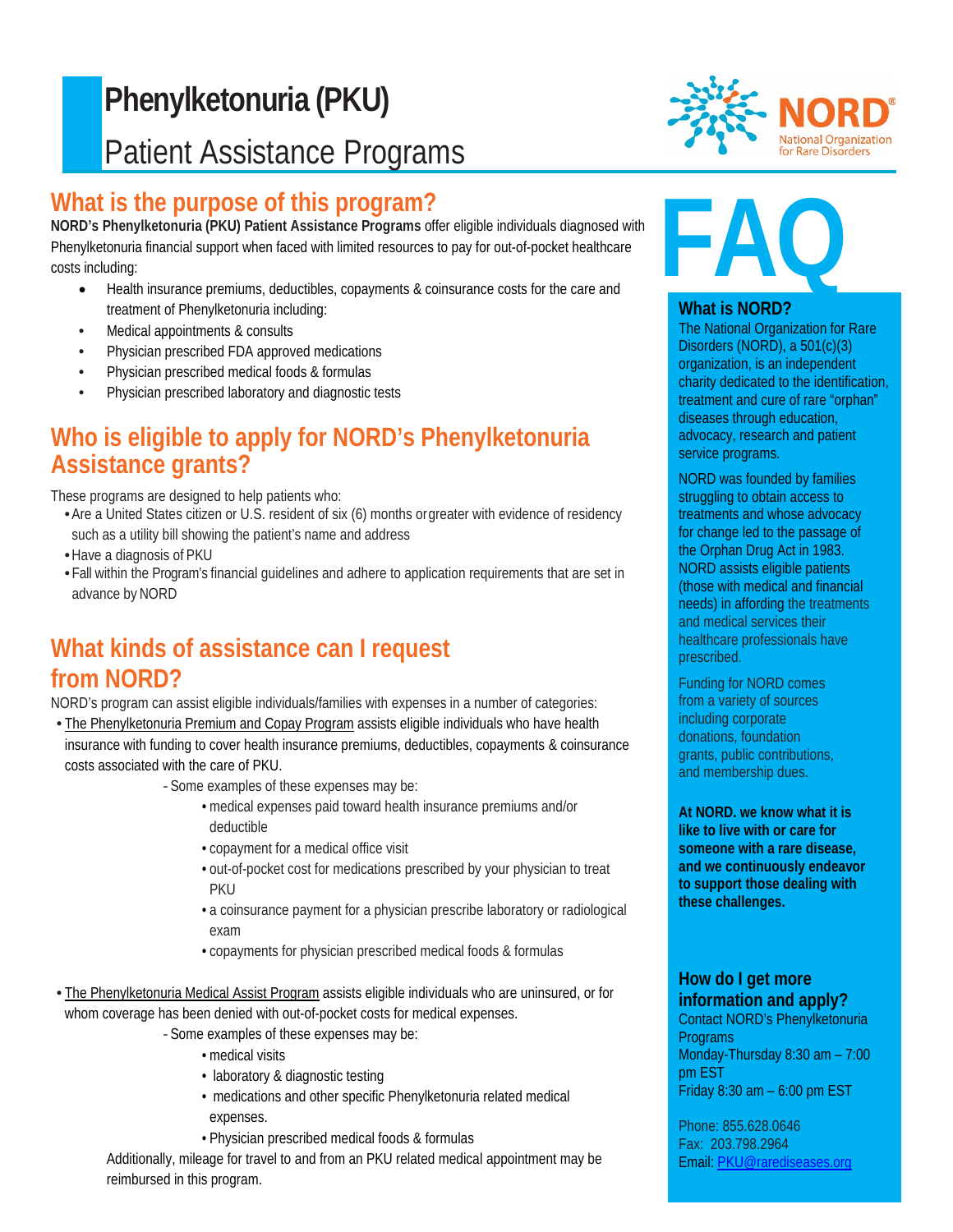# Phenylketonuria (PKU)

## Patient Assistance Programs

NORD
National Organization for Rare Disorders

## What is the purpose of this program?

**NORD's Phenylketonuria (PKU) Patient Assistance Programs** offer eligible individuals diagnosed with Phenylketonuria financial support when faced with limited resources to pay for out-of-pocket healthcare costs including:

- Health insurance premiums, deductibles, copayments & coinsurance costs for the care and treatment of Phenylketonuria including:
- Medical appointments & consults
- Physician prescribed FDA approved medications
- Physician prescribed medical foods & formulas
- Physician prescribed laboratory and diagnostic tests

## Who is eligible to apply for NORD's Phenylketonuria Assistance grants?

These programs are designed to help patients who:

- Are a United States citizen or U.S. resident of six (6) months or greater with evidence of residency such as a utility bill showing the patient's name and address
- Have a diagnosis of PKU
- Fall within the Program's financial guidelines and adhere to application requirements that are set in advance by NORD

## What kinds of assistance can I request from NORD?

NORD's program can assist eligible individuals/families with expenses in a number of categories:

- The Phenylketonuria Premium and Copay Program assists eligible individuals who have health insurance with funding to cover health insurance premiums, deductibles, copayments & coinsurance costs associated with the care of PKU.
  - Some examples of these expenses may be:
    - medical expenses paid toward health insurance premiums and/or deductible
    - copayment for a medical office visit
    - out-of-pocket cost for medications prescribed by your physician to treat PKU
    - a coinsurance payment for a physician prescribe laboratory or radiological exam
    - copayments for physician prescribed medical foods & formulas
- The Phenylketonuria Medical Assist Program assists eligible individuals who are uninsured, or for whom coverage has been denied with out-of-pocket costs for medical expenses.
  - Some examples of these expenses may be:
    - medical visits
    - laboratory & diagnostic testing
    - medications and other specific Phenylketonuria related medical expenses.
    - Physician prescribed medical foods & formulas

  Additionally, mileage for travel to and from an PKU related medical appointment may be reimbursed in this program.

# FAQ

### What is NORD?

The National Organization for Rare Disorders (NORD), a 501(c)(3) organization, is an independent charity dedicated to the identification, treatment and cure of rare "orphan" diseases through education, advocacy, research and patient service programs.

NORD was founded by families struggling to obtain access to treatments and whose advocacy for change led to the passage of the Orphan Drug Act in 1983. NORD assists eligible patients (those with medical and financial needs) in affording the treatments and medical services their healthcare professionals have prescribed.

Funding for NORD comes from a variety of sources including corporate donations, foundation grants, public contributions, and membership dues.

**At NORD. we know what it is like to live with or care for someone with a rare disease, and we continuously endeavor to support those dealing with these challenges.**

### How do I get more information and apply?

Contact NORD's Phenylketonuria Programs
Monday-Thursday 8:30 am – 7:00 pm EST
Friday 8:30 am – 6:00 pm EST

Phone: 855.628.0646
Fax: 203.798.2964
Email: PKU@rarediseases.org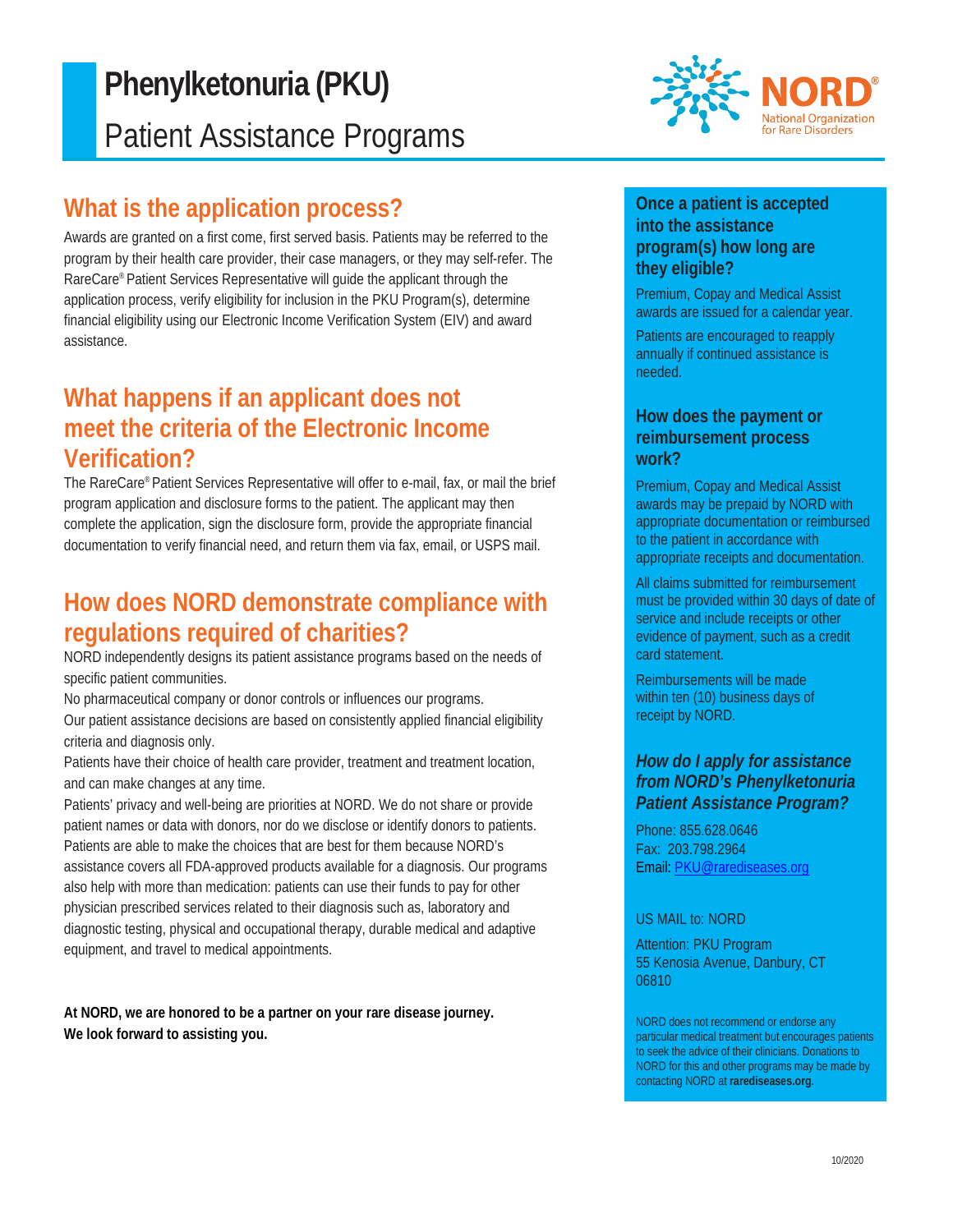# Phenylketonuria (PKU)

## Patient Assistance Programs

NORD National Organization for Rare Disorders

## What is the application process?

Awards are granted on a first come, first served basis. Patients may be referred to the program by their health care provider, their case managers, or they may self-refer. The RareCare® Patient Services Representative will guide the applicant through the application process, verify eligibility for inclusion in the PKU Program(s), determine financial eligibility using our Electronic Income Verification System (EIV) and award assistance.

## What happens if an applicant does not meet the criteria of the Electronic Income Verification?

The RareCare® Patient Services Representative will offer to e-mail, fax, or mail the brief program application and disclosure forms to the patient. The applicant may then complete the application, sign the disclosure form, provide the appropriate financial documentation to verify financial need, and return them via fax, email, or USPS mail.

## How does NORD demonstrate compliance with regulations required of charities?

NORD independently designs its patient assistance programs based on the needs of specific patient communities.

No pharmaceutical company or donor controls or influences our programs.

Our patient assistance decisions are based on consistently applied financial eligibility criteria and diagnosis only.

Patients have their choice of health care provider, treatment and treatment location, and can make changes at any time.

Patients' privacy and well-being are priorities at NORD. We do not share or provide patient names or data with donors, nor do we disclose or identify donors to patients.

Patients are able to make the choices that are best for them because NORD's assistance covers all FDA-approved products available for a diagnosis. Our programs also help with more than medication: patients can use their funds to pay for other physician prescribed services related to their diagnosis such as, laboratory and diagnostic testing, physical and occupational therapy, durable medical and adaptive equipment, and travel to medical appointments.

**At NORD, we are honored to be a partner on your rare disease journey. We look forward to assisting you.**

### Once a patient is accepted into the assistance program(s) how long are they eligible?

Premium, Copay and Medical Assist awards are issued for a calendar year.

Patients are encouraged to reapply annually if continued assistance is needed.

### How does the payment or reimbursement process work?

Premium, Copay and Medical Assist awards may be prepaid by NORD with appropriate documentation or reimbursed to the patient in accordance with appropriate receipts and documentation.

All claims submitted for reimbursement must be provided within 30 days of date of service and include receipts or other evidence of payment, such as a credit card statement.

Reimbursements will be made within ten (10) business days of receipt by NORD.

### *How do I apply for assistance from NORD's Phenylketonuria Patient Assistance Program?*

Phone: 855.628.0646
Fax: 203.798.2964
Email: PKU@rarediseases.org

US MAIL to: NORD

Attention: PKU Program
55 Kenosia Avenue, Danbury, CT 06810

NORD does not recommend or endorse any particular medical treatment but encourages patients to seek the advice of their clinicians. Donations to NORD for this and other programs may be made by contacting NORD at **rarediseases.org**.

10/2020